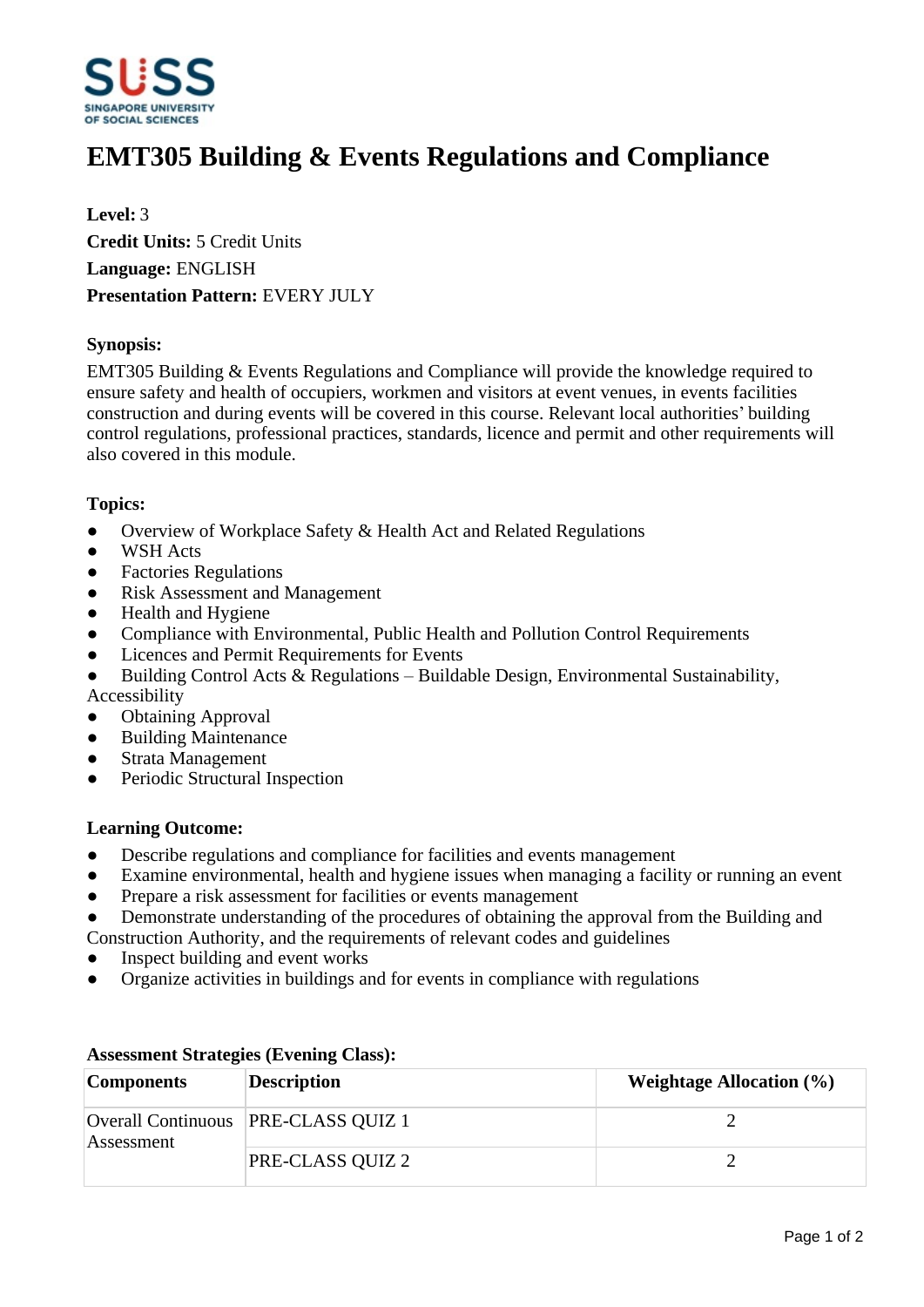# EMT305 Building & Events Regulations and Compliance

**Level:** 3
**Credit Units:** 5 Credit Units
**Language:** ENGLISH
**Presentation Pattern:** EVERY JULY

### Synopsis:

EMT305 Building & Events Regulations and Compliance will provide the knowledge required to ensure safety and health of occupiers, workmen and visitors at event venues, in events facilities construction and during events will be covered in this course. Relevant local authorities' building control regulations, professional practices, standards, licence and permit and other requirements will also covered in this module.

### Topics:

- Overview of Workplace Safety & Health Act and Related Regulations
- WSH Acts
- Factories Regulations
- Risk Assessment and Management
- Health and Hygiene
- Compliance with Environmental, Public Health and Pollution Control Requirements
- Licences and Permit Requirements for Events
- Building Control Acts & Regulations – Buildable Design, Environmental Sustainability, Accessibility
- Obtaining Approval
- Building Maintenance
- Strata Management
- Periodic Structural Inspection

### Learning Outcome:

- Describe regulations and compliance for facilities and events management
- Examine environmental, health and hygiene issues when managing a facility or running an event
- Prepare a risk assessment for facilities or events management
- Demonstrate understanding of the procedures of obtaining the approval from the Building and Construction Authority, and the requirements of relevant codes and guidelines
- Inspect building and event works
- Organize activities in buildings and for events in compliance with regulations

### Assessment Strategies (Evening Class):

| Components | Description | Weightage Allocation (%) |
|---|---|---|
| Overall Continuous Assessment | PRE-CLASS QUIZ 1 | 2 |
| | PRE-CLASS QUIZ 2 | 2 |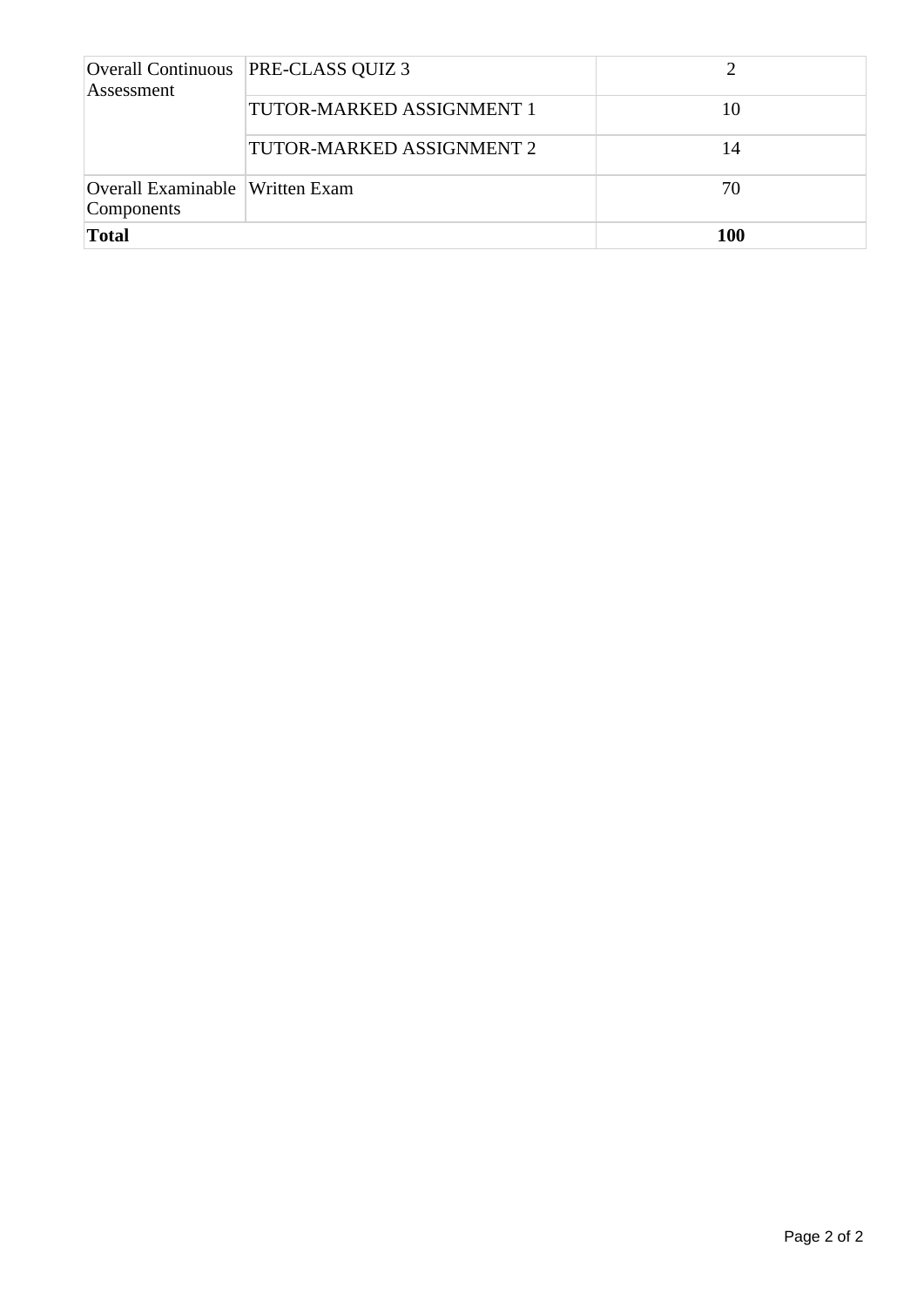| | | |
|---|---|---|
| Overall Continuous Assessment | PRE-CLASS QUIZ 3 | 2 |
| | TUTOR-MARKED ASSIGNMENT 1 | 10 |
| | TUTOR-MARKED ASSIGNMENT 2 | 14 |
| Overall Examinable Components | Written Exam | 70 |
| **Total** | | **100** |